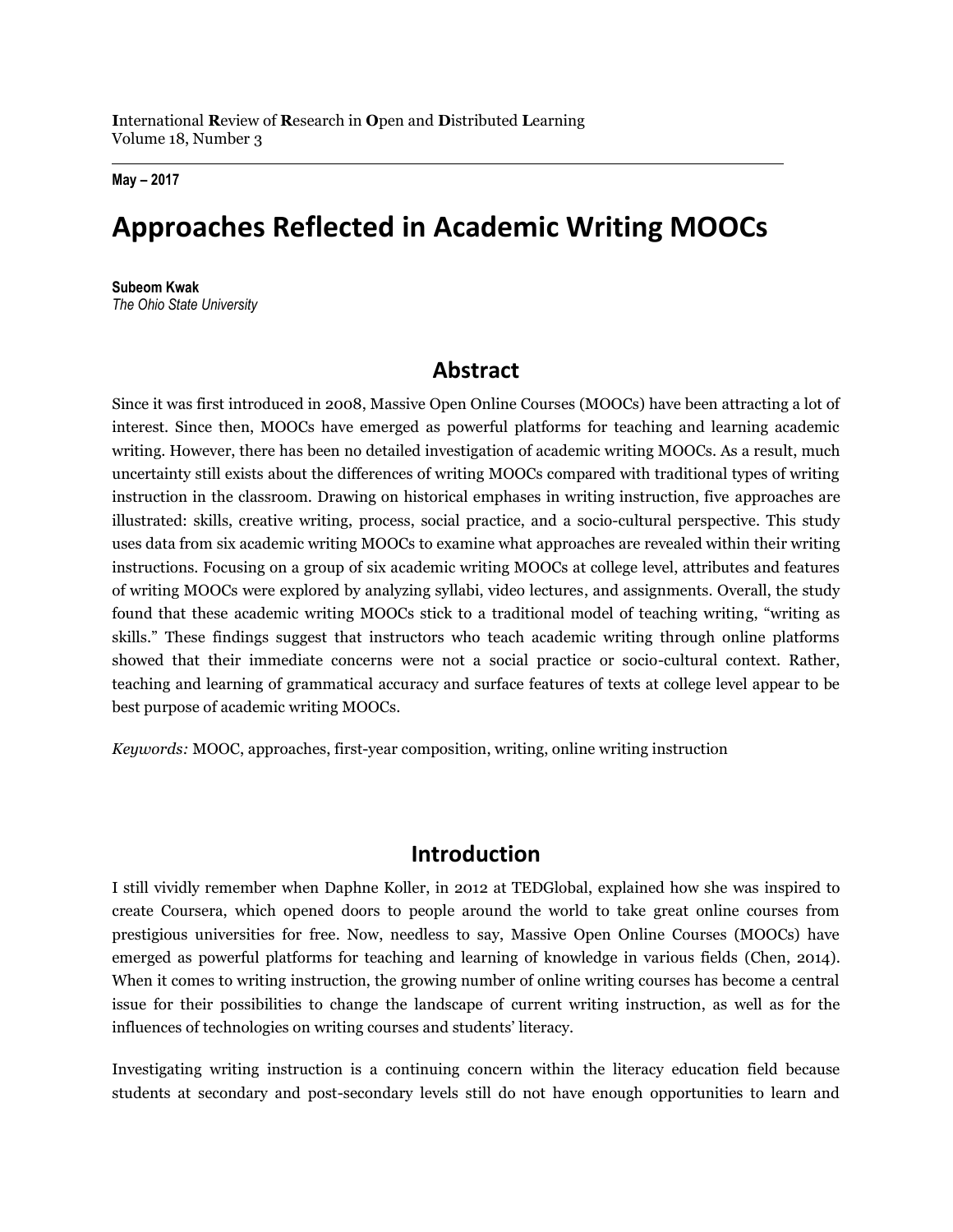International Review of Research in Open and Distributed Learning
Volume 18, Number 3

**May – 2017**

# Approaches Reflected in Academic Writing MOOCs

**Subeom Kwak**
*The Ohio State University*

## Abstract

Since it was first introduced in 2008, Massive Open Online Courses (MOOCs) have been attracting a lot of interest. Since then, MOOCs have emerged as powerful platforms for teaching and learning academic writing. However, there has been no detailed investigation of academic writing MOOCs. As a result, much uncertainty still exists about the differences of writing MOOCs compared with traditional types of writing instruction in the classroom. Drawing on historical emphases in writing instruction, five approaches are illustrated: skills, creative writing, process, social practice, and a socio-cultural perspective. This study uses data from six academic writing MOOCs to examine what approaches are revealed within their writing instructions. Focusing on a group of six academic writing MOOCs at college level, attributes and features of writing MOOCs were explored by analyzing syllabi, video lectures, and assignments. Overall, the study found that these academic writing MOOCs stick to a traditional model of teaching writing, "writing as skills." These findings suggest that instructors who teach academic writing through online platforms showed that their immediate concerns were not a social practice or socio-cultural context. Rather, teaching and learning of grammatical accuracy and surface features of texts at college level appear to be best purpose of academic writing MOOCs.

*Keywords:* MOOC, approaches, first-year composition, writing, online writing instruction

## Introduction

I still vividly remember when Daphne Koller, in 2012 at TEDGlobal, explained how she was inspired to create Coursera, which opened doors to people around the world to take great online courses from prestigious universities for free. Now, needless to say, Massive Open Online Courses (MOOCs) have emerged as powerful platforms for teaching and learning of knowledge in various fields (Chen, 2014). When it comes to writing instruction, the growing number of online writing courses has become a central issue for their possibilities to change the landscape of current writing instruction, as well as for the influences of technologies on writing courses and students' literacy.

Investigating writing instruction is a continuing concern within the literacy education field because students at secondary and post-secondary levels still do not have enough opportunities to learn and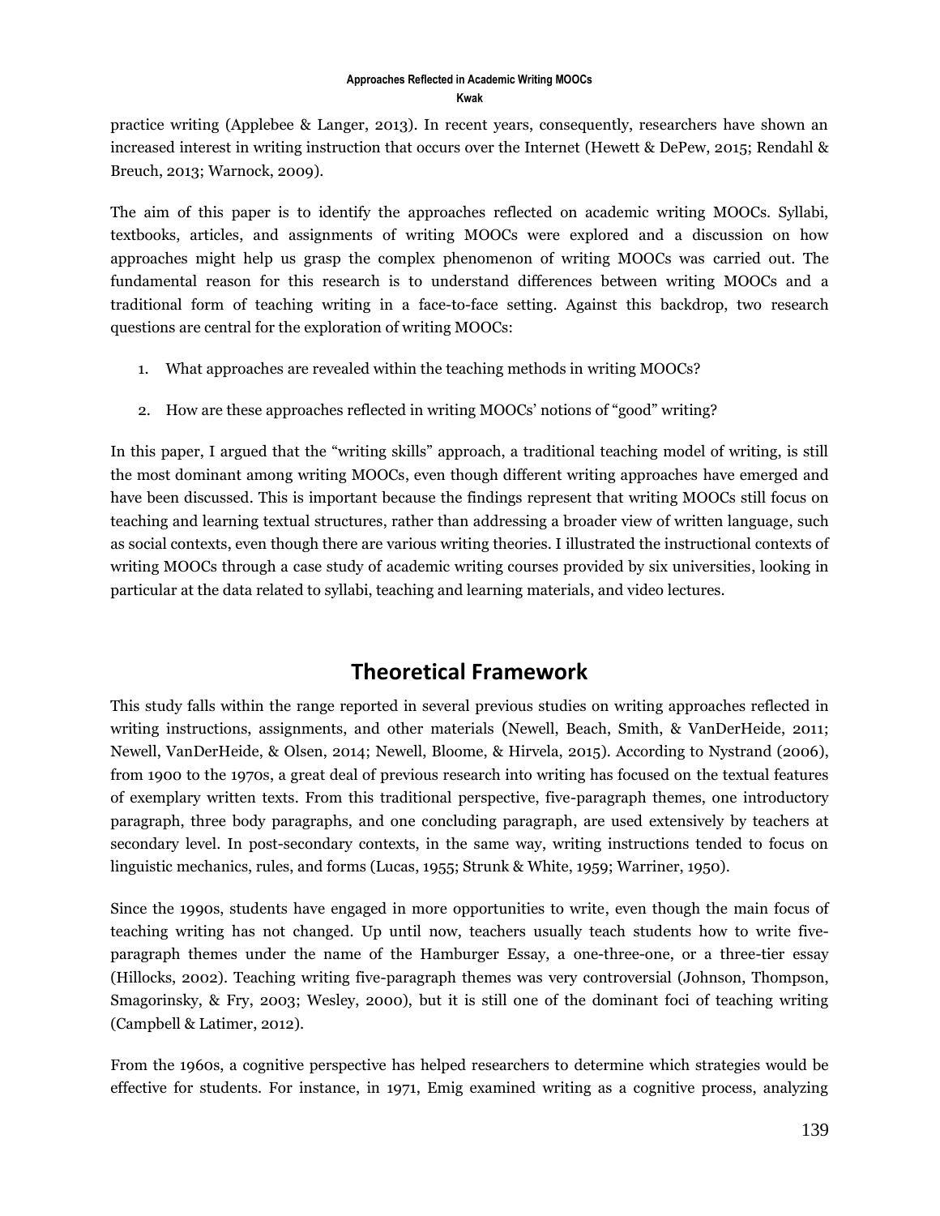practice writing (Applebee & Langer, 2013). In recent years, consequently, researchers have shown an increased interest in writing instruction that occurs over the Internet (Hewett & DePew, 2015; Rendahl & Breuch, 2013; Warnock, 2009).

The aim of this paper is to identify the approaches reflected on academic writing MOOCs. Syllabi, textbooks, articles, and assignments of writing MOOCs were explored and a discussion on how approaches might help us grasp the complex phenomenon of writing MOOCs was carried out. The fundamental reason for this research is to understand differences between writing MOOCs and a traditional form of teaching writing in a face-to-face setting. Against this backdrop, two research questions are central for the exploration of writing MOOCs:

1. What approaches are revealed within the teaching methods in writing MOOCs?
2. How are these approaches reflected in writing MOOCs' notions of "good" writing?

In this paper, I argued that the "writing skills" approach, a traditional teaching model of writing, is still the most dominant among writing MOOCs, even though different writing approaches have emerged and have been discussed. This is important because the findings represent that writing MOOCs still focus on teaching and learning textual structures, rather than addressing a broader view of written language, such as social contexts, even though there are various writing theories. I illustrated the instructional contexts of writing MOOCs through a case study of academic writing courses provided by six universities, looking in particular at the data related to syllabi, teaching and learning materials, and video lectures.

## Theoretical Framework

This study falls within the range reported in several previous studies on writing approaches reflected in writing instructions, assignments, and other materials (Newell, Beach, Smith, & VanDerHeide, 2011; Newell, VanDerHeide, & Olsen, 2014; Newell, Bloome, & Hirvela, 2015). According to Nystrand (2006), from 1900 to the 1970s, a great deal of previous research into writing has focused on the textual features of exemplary written texts. From this traditional perspective, five-paragraph themes, one introductory paragraph, three body paragraphs, and one concluding paragraph, are used extensively by teachers at secondary level. In post-secondary contexts, in the same way, writing instructions tended to focus on linguistic mechanics, rules, and forms (Lucas, 1955; Strunk & White, 1959; Warriner, 1950).

Since the 1990s, students have engaged in more opportunities to write, even though the main focus of teaching writing has not changed. Up until now, teachers usually teach students how to write five-paragraph themes under the name of the Hamburger Essay, a one-three-one, or a three-tier essay (Hillocks, 2002). Teaching writing five-paragraph themes was very controversial (Johnson, Thompson, Smagorinsky, & Fry, 2003; Wesley, 2000), but it is still one of the dominant foci of teaching writing (Campbell & Latimer, 2012).

From the 1960s, a cognitive perspective has helped researchers to determine which strategies would be effective for students. For instance, in 1971, Emig examined writing as a cognitive process, analyzing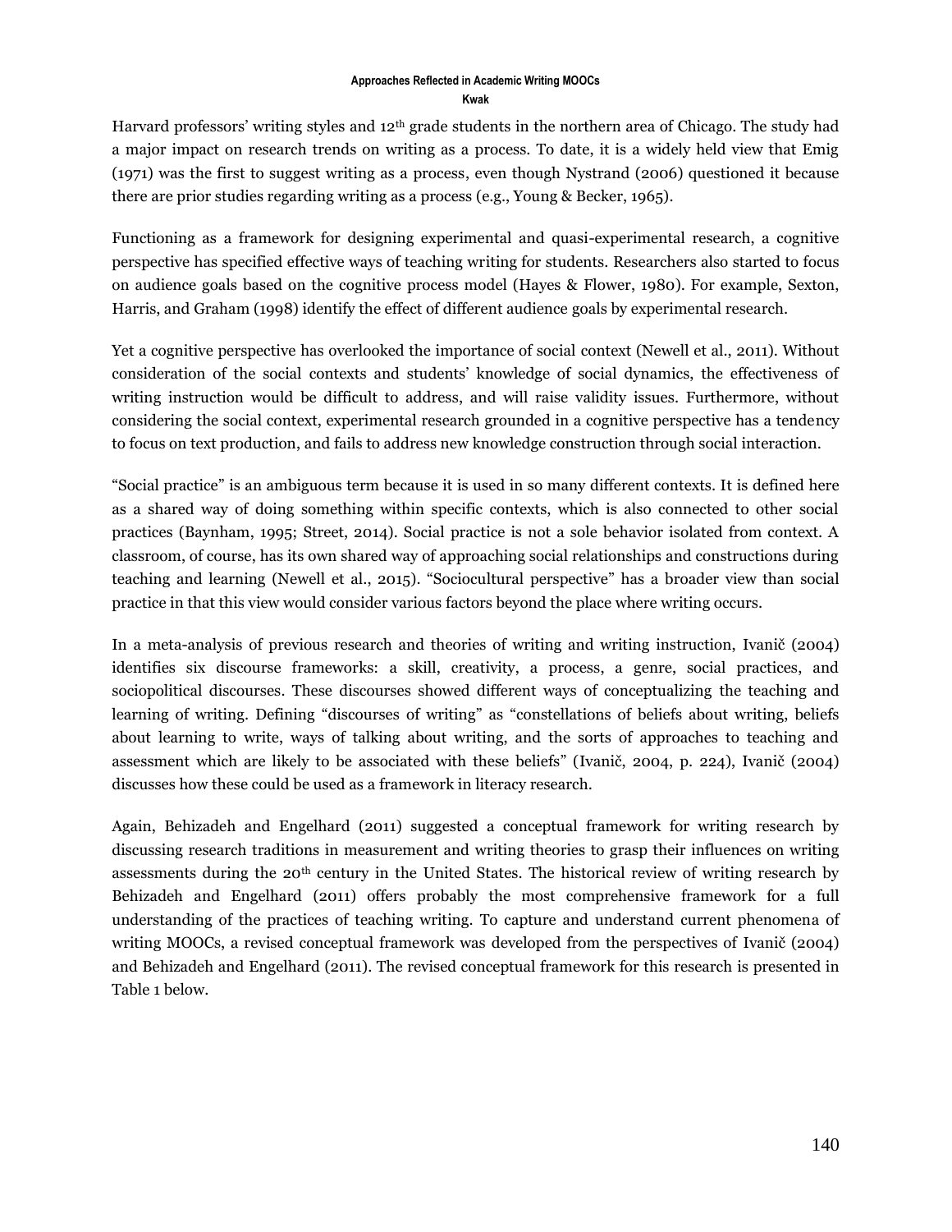Harvard professors' writing styles and 12th grade students in the northern area of Chicago. The study had a major impact on research trends on writing as a process. To date, it is a widely held view that Emig (1971) was the first to suggest writing as a process, even though Nystrand (2006) questioned it because there are prior studies regarding writing as a process (e.g., Young & Becker, 1965).

Functioning as a framework for designing experimental and quasi-experimental research, a cognitive perspective has specified effective ways of teaching writing for students. Researchers also started to focus on audience goals based on the cognitive process model (Hayes & Flower, 1980). For example, Sexton, Harris, and Graham (1998) identify the effect of different audience goals by experimental research.

Yet a cognitive perspective has overlooked the importance of social context (Newell et al., 2011). Without consideration of the social contexts and students' knowledge of social dynamics, the effectiveness of writing instruction would be difficult to address, and will raise validity issues. Furthermore, without considering the social context, experimental research grounded in a cognitive perspective has a tendency to focus on text production, and fails to address new knowledge construction through social interaction.

"Social practice" is an ambiguous term because it is used in so many different contexts. It is defined here as a shared way of doing something within specific contexts, which is also connected to other social practices (Baynham, 1995; Street, 2014). Social practice is not a sole behavior isolated from context. A classroom, of course, has its own shared way of approaching social relationships and constructions during teaching and learning (Newell et al., 2015). "Sociocultural perspective" has a broader view than social practice in that this view would consider various factors beyond the place where writing occurs.

In a meta-analysis of previous research and theories of writing and writing instruction, Ivanič (2004) identifies six discourse frameworks: a skill, creativity, a process, a genre, social practices, and sociopolitical discourses. These discourses showed different ways of conceptualizing the teaching and learning of writing. Defining "discourses of writing" as "constellations of beliefs about writing, beliefs about learning to write, ways of talking about writing, and the sorts of approaches to teaching and assessment which are likely to be associated with these beliefs" (Ivanič, 2004, p. 224), Ivanič (2004) discusses how these could be used as a framework in literacy research.

Again, Behizadeh and Engelhard (2011) suggested a conceptual framework for writing research by discussing research traditions in measurement and writing theories to grasp their influences on writing assessments during the 20th century in the United States. The historical review of writing research by Behizadeh and Engelhard (2011) offers probably the most comprehensive framework for a full understanding of the practices of teaching writing. To capture and understand current phenomena of writing MOOCs, a revised conceptual framework was developed from the perspectives of Ivanič (2004) and Behizadeh and Engelhard (2011). The revised conceptual framework for this research is presented in Table 1 below.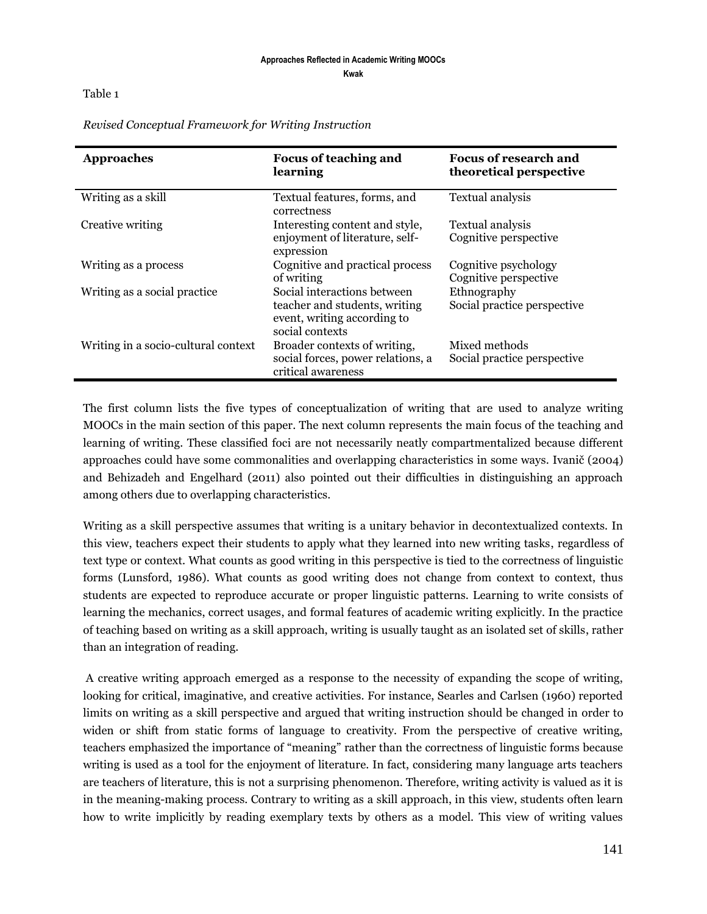Table 1

*Revised Conceptual Framework for Writing Instruction*

| Approaches | Focus of teaching and learning | Focus of research and theoretical perspective |
|---|---|---|
| Writing as a skill | Textual features, forms, and correctness | Textual analysis |
| Creative writing | Interesting content and style, enjoyment of literature, self-expression | Textual analysis<br>Cognitive perspective |
| Writing as a process | Cognitive and practical process of writing | Cognitive psychology<br>Cognitive perspective |
| Writing as a social practice | Social interactions between teacher and students, writing event, writing according to social contexts | Ethnography<br>Social practice perspective |
| Writing in a socio-cultural context | Broader contexts of writing, social forces, power relations, a critical awareness | Mixed methods<br>Social practice perspective |

The first column lists the five types of conceptualization of writing that are used to analyze writing MOOCs in the main section of this paper. The next column represents the main focus of the teaching and learning of writing. These classified foci are not necessarily neatly compartmentalized because different approaches could have some commonalities and overlapping characteristics in some ways. Ivanič (2004) and Behizadeh and Engelhard (2011) also pointed out their difficulties in distinguishing an approach among others due to overlapping characteristics.

Writing as a skill perspective assumes that writing is a unitary behavior in decontextualized contexts. In this view, teachers expect their students to apply what they learned into new writing tasks, regardless of text type or context. What counts as good writing in this perspective is tied to the correctness of linguistic forms (Lunsford, 1986). What counts as good writing does not change from context to context, thus students are expected to reproduce accurate or proper linguistic patterns. Learning to write consists of learning the mechanics, correct usages, and formal features of academic writing explicitly. In the practice of teaching based on writing as a skill approach, writing is usually taught as an isolated set of skills, rather than an integration of reading.

A creative writing approach emerged as a response to the necessity of expanding the scope of writing, looking for critical, imaginative, and creative activities. For instance, Searles and Carlsen (1960) reported limits on writing as a skill perspective and argued that writing instruction should be changed in order to widen or shift from static forms of language to creativity. From the perspective of creative writing, teachers emphasized the importance of "meaning" rather than the correctness of linguistic forms because writing is used as a tool for the enjoyment of literature. In fact, considering many language arts teachers are teachers of literature, this is not a surprising phenomenon. Therefore, writing activity is valued as it is in the meaning-making process. Contrary to writing as a skill approach, in this view, students often learn how to write implicitly by reading exemplary texts by others as a model. This view of writing values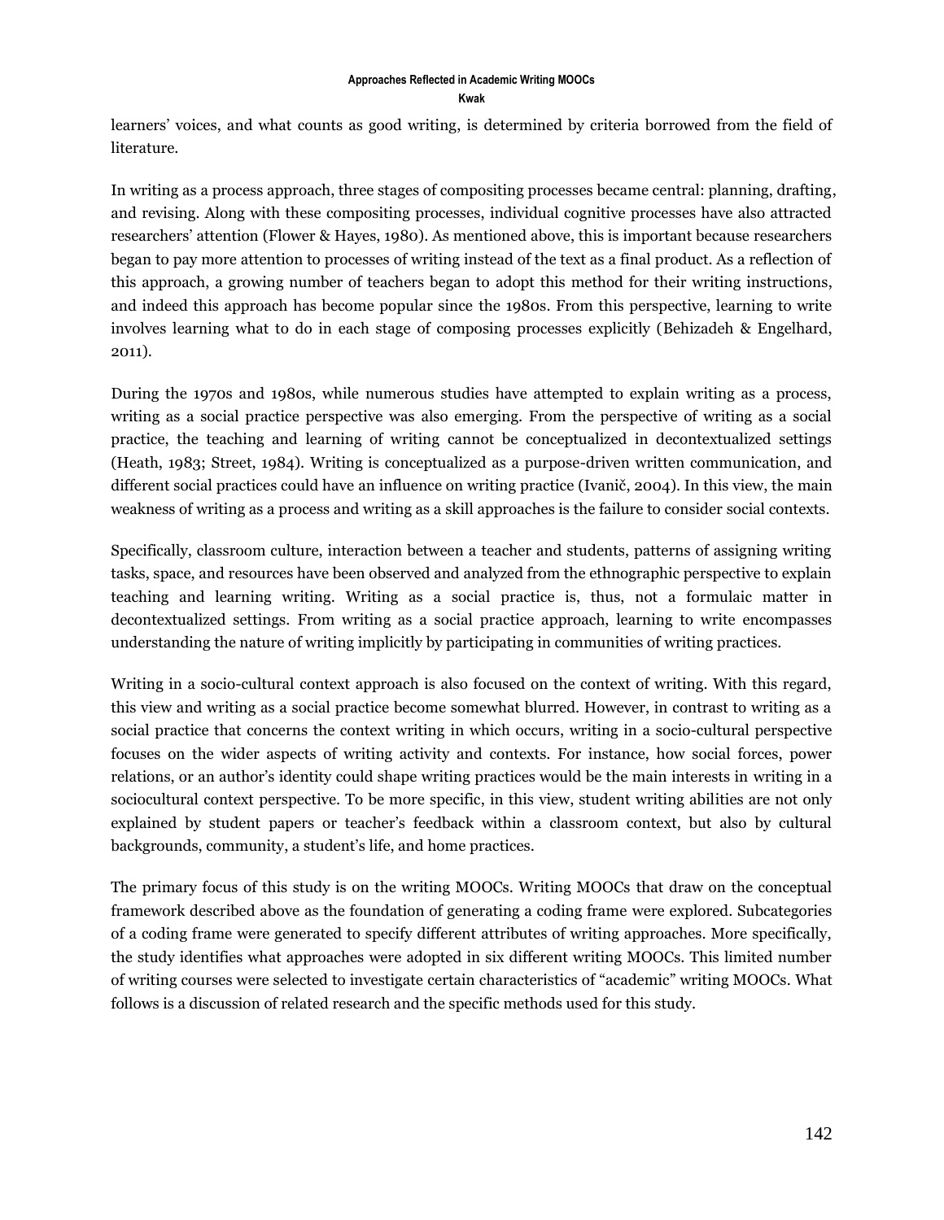learners' voices, and what counts as good writing, is determined by criteria borrowed from the field of literature.

In writing as a process approach, three stages of compositing processes became central: planning, drafting, and revising. Along with these compositing processes, individual cognitive processes have also attracted researchers' attention (Flower & Hayes, 1980). As mentioned above, this is important because researchers began to pay more attention to processes of writing instead of the text as a final product. As a reflection of this approach, a growing number of teachers began to adopt this method for their writing instructions, and indeed this approach has become popular since the 1980s. From this perspective, learning to write involves learning what to do in each stage of composing processes explicitly (Behizadeh & Engelhard, 2011).

During the 1970s and 1980s, while numerous studies have attempted to explain writing as a process, writing as a social practice perspective was also emerging. From the perspective of writing as a social practice, the teaching and learning of writing cannot be conceptualized in decontextualized settings (Heath, 1983; Street, 1984). Writing is conceptualized as a purpose-driven written communication, and different social practices could have an influence on writing practice (Ivanič, 2004). In this view, the main weakness of writing as a process and writing as a skill approaches is the failure to consider social contexts.

Specifically, classroom culture, interaction between a teacher and students, patterns of assigning writing tasks, space, and resources have been observed and analyzed from the ethnographic perspective to explain teaching and learning writing. Writing as a social practice is, thus, not a formulaic matter in decontextualized settings. From writing as a social practice approach, learning to write encompasses understanding the nature of writing implicitly by participating in communities of writing practices.

Writing in a socio-cultural context approach is also focused on the context of writing. With this regard, this view and writing as a social practice become somewhat blurred. However, in contrast to writing as a social practice that concerns the context writing in which occurs, writing in a socio-cultural perspective focuses on the wider aspects of writing activity and contexts. For instance, how social forces, power relations, or an author's identity could shape writing practices would be the main interests in writing in a sociocultural context perspective. To be more specific, in this view, student writing abilities are not only explained by student papers or teacher's feedback within a classroom context, but also by cultural backgrounds, community, a student's life, and home practices.

The primary focus of this study is on the writing MOOCs. Writing MOOCs that draw on the conceptual framework described above as the foundation of generating a coding frame were explored. Subcategories of a coding frame were generated to specify different attributes of writing approaches. More specifically, the study identifies what approaches were adopted in six different writing MOOCs. This limited number of writing courses were selected to investigate certain characteristics of "academic" writing MOOCs. What follows is a discussion of related research and the specific methods used for this study.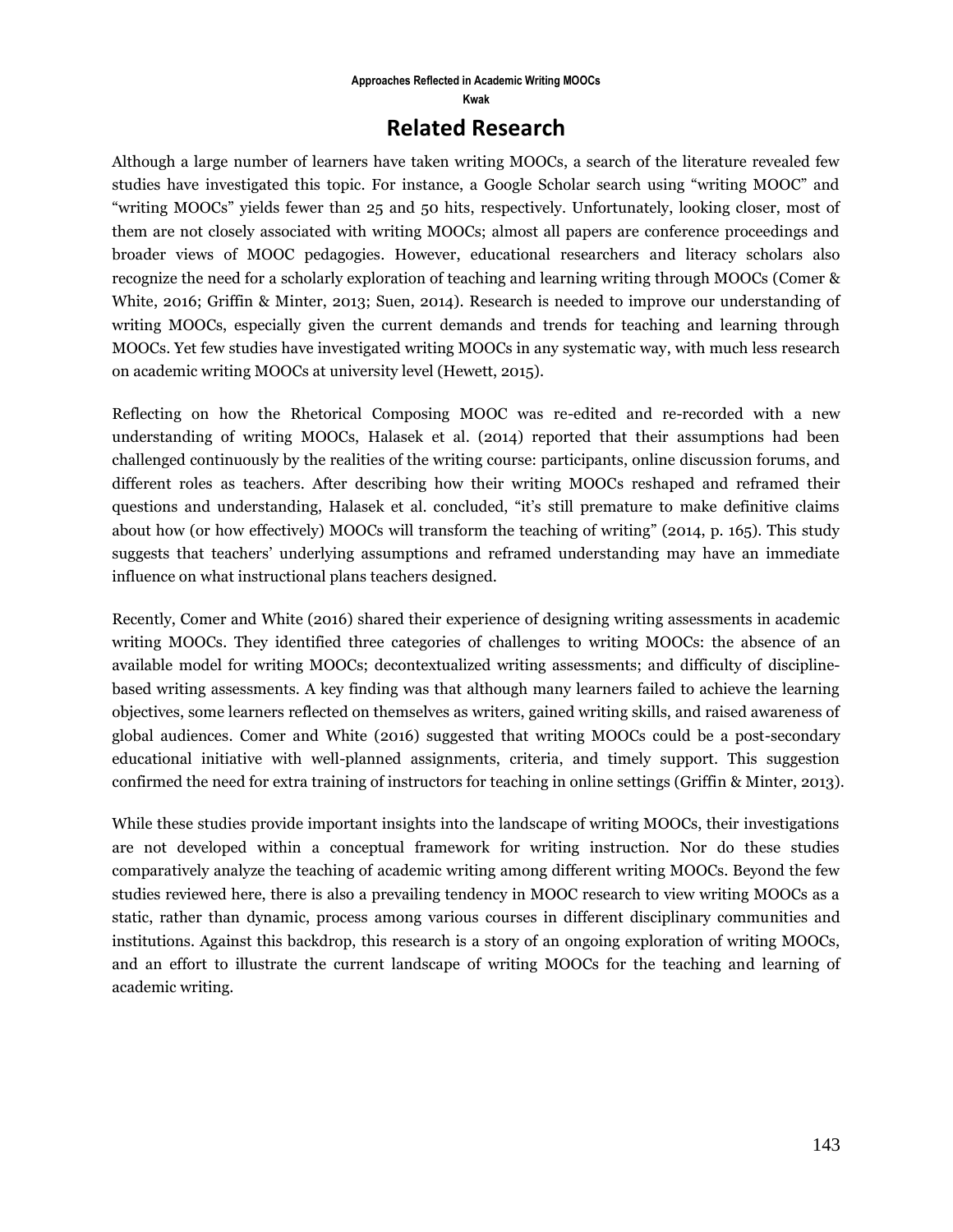## Related Research

Although a large number of learners have taken writing MOOCs, a search of the literature revealed few studies have investigated this topic. For instance, a Google Scholar search using "writing MOOC" and "writing MOOCs" yields fewer than 25 and 50 hits, respectively. Unfortunately, looking closer, most of them are not closely associated with writing MOOCs; almost all papers are conference proceedings and broader views of MOOC pedagogies. However, educational researchers and literacy scholars also recognize the need for a scholarly exploration of teaching and learning writing through MOOCs (Comer & White, 2016; Griffin & Minter, 2013; Suen, 2014). Research is needed to improve our understanding of writing MOOCs, especially given the current demands and trends for teaching and learning through MOOCs. Yet few studies have investigated writing MOOCs in any systematic way, with much less research on academic writing MOOCs at university level (Hewett, 2015).

Reflecting on how the Rhetorical Composing MOOC was re-edited and re-recorded with a new understanding of writing MOOCs, Halasek et al. (2014) reported that their assumptions had been challenged continuously by the realities of the writing course: participants, online discussion forums, and different roles as teachers. After describing how their writing MOOCs reshaped and reframed their questions and understanding, Halasek et al. concluded, "it's still premature to make definitive claims about how (or how effectively) MOOCs will transform the teaching of writing" (2014, p. 165). This study suggests that teachers' underlying assumptions and reframed understanding may have an immediate influence on what instructional plans teachers designed.

Recently, Comer and White (2016) shared their experience of designing writing assessments in academic writing MOOCs. They identified three categories of challenges to writing MOOCs: the absence of an available model for writing MOOCs; decontextualized writing assessments; and difficulty of discipline-based writing assessments. A key finding was that although many learners failed to achieve the learning objectives, some learners reflected on themselves as writers, gained writing skills, and raised awareness of global audiences. Comer and White (2016) suggested that writing MOOCs could be a post-secondary educational initiative with well-planned assignments, criteria, and timely support. This suggestion confirmed the need for extra training of instructors for teaching in online settings (Griffin & Minter, 2013).

While these studies provide important insights into the landscape of writing MOOCs, their investigations are not developed within a conceptual framework for writing instruction. Nor do these studies comparatively analyze the teaching of academic writing among different writing MOOCs. Beyond the few studies reviewed here, there is also a prevailing tendency in MOOC research to view writing MOOCs as a static, rather than dynamic, process among various courses in different disciplinary communities and institutions. Against this backdrop, this research is a story of an ongoing exploration of writing MOOCs, and an effort to illustrate the current landscape of writing MOOCs for the teaching and learning of academic writing.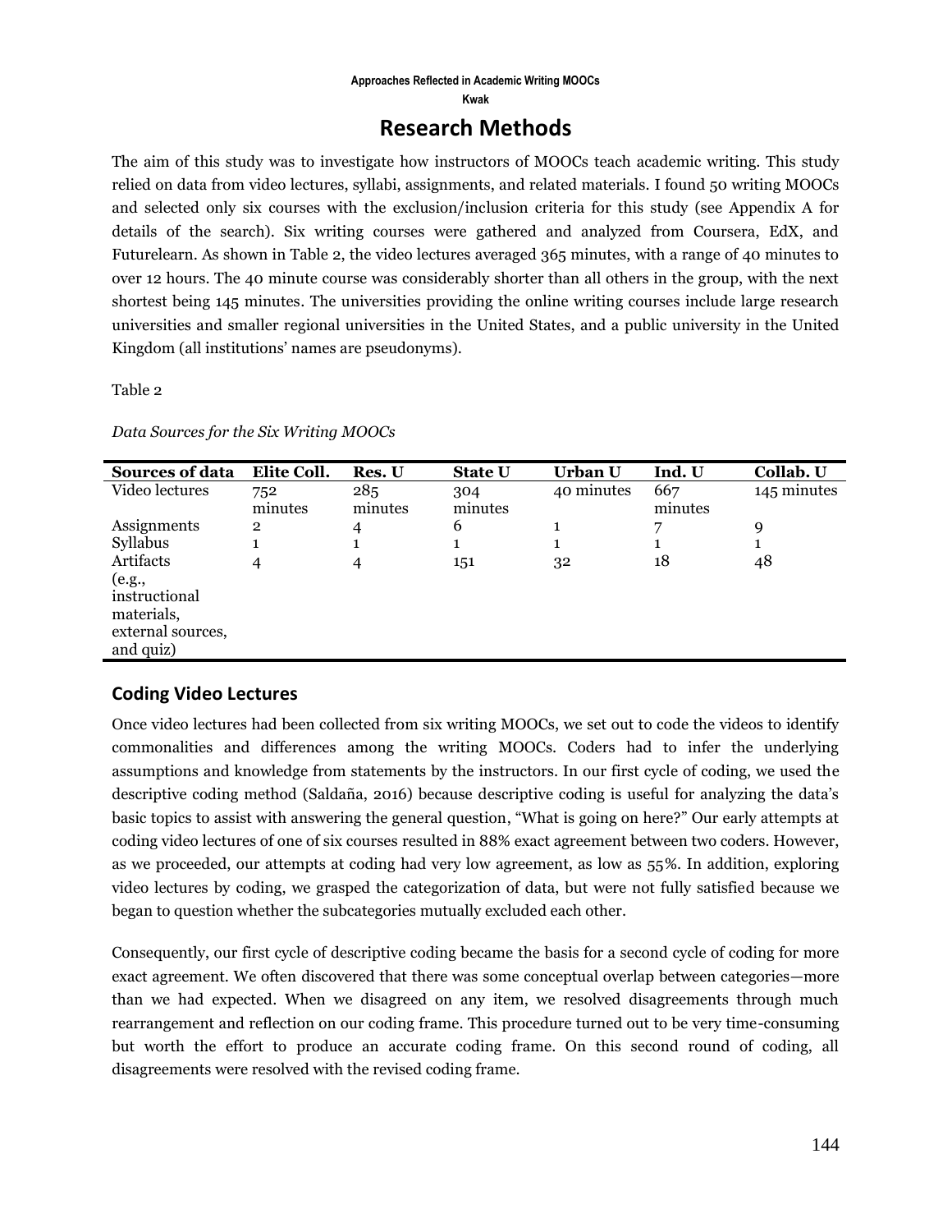## Research Methods

The aim of this study was to investigate how instructors of MOOCs teach academic writing. This study relied on data from video lectures, syllabi, assignments, and related materials. I found 50 writing MOOCs and selected only six courses with the exclusion/inclusion criteria for this study (see Appendix A for details of the search). Six writing courses were gathered and analyzed from Coursera, EdX, and Futurelearn. As shown in Table 2, the video lectures averaged 365 minutes, with a range of 40 minutes to over 12 hours. The 40 minute course was considerably shorter than all others in the group, with the next shortest being 145 minutes. The universities providing the online writing courses include large research universities and smaller regional universities in the United States, and a public university in the United Kingdom (all institutions' names are pseudonyms).

Table 2

*Data Sources for the Six Writing MOOCs*

| Sources of data | Elite Coll. | Res. U | State U | Urban U | Ind. U | Collab. U |
|---|---|---|---|---|---|---|
| Video lectures | 752 minutes | 285 minutes | 304 minutes | 40 minutes | 667 minutes | 145 minutes |
| Assignments | 2 | 4 | 6 | 1 | 7 | 9 |
| Syllabus | 1 | 1 | 1 | 1 | 1 | 1 |
| Artifacts (e.g., instructional materials, external sources, and quiz) | 4 | 4 | 151 | 32 | 18 | 48 |

### Coding Video Lectures

Once video lectures had been collected from six writing MOOCs, we set out to code the videos to identify commonalities and differences among the writing MOOCs. Coders had to infer the underlying assumptions and knowledge from statements by the instructors. In our first cycle of coding, we used the descriptive coding method (Saldaña, 2016) because descriptive coding is useful for analyzing the data's basic topics to assist with answering the general question, "What is going on here?" Our early attempts at coding video lectures of one of six courses resulted in 88% exact agreement between two coders. However, as we proceeded, our attempts at coding had very low agreement, as low as 55%. In addition, exploring video lectures by coding, we grasped the categorization of data, but were not fully satisfied because we began to question whether the subcategories mutually excluded each other.

Consequently, our first cycle of descriptive coding became the basis for a second cycle of coding for more exact agreement. We often discovered that there was some conceptual overlap between categories—more than we had expected. When we disagreed on any item, we resolved disagreements through much rearrangement and reflection on our coding frame. This procedure turned out to be very time-consuming but worth the effort to produce an accurate coding frame. On this second round of coding, all disagreements were resolved with the revised coding frame.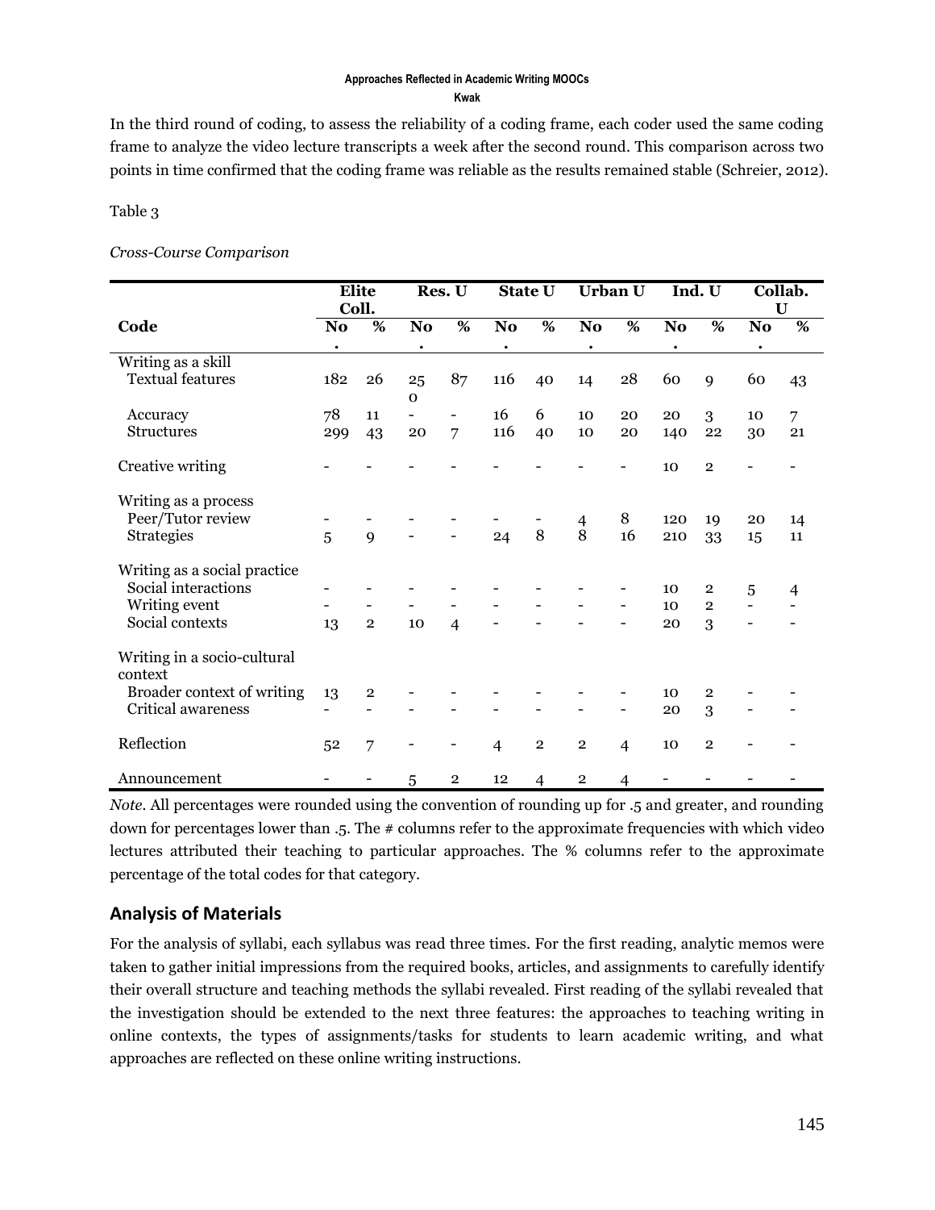In the third round of coding, to assess the reliability of a coding frame, each coder used the same coding frame to analyze the video lecture transcripts a week after the second round. This comparison across two points in time confirmed that the coding frame was reliable as the results remained stable (Schreier, 2012).

Table 3

*Cross-Course Comparison*

| | Elite Coll. | | Res. U | | State U | | Urban U | | Ind. U | | Collab. U | |
|---|---|---|---|---|---|---|---|---|---|---|---|---|
| **Code** | **No.** | **%** | **No.** | **%** | **No.** | **%** | **No.** | **%** | **No.** | **%** | **No.** | **%** |
| Writing as a skill | | | | | | | | | | | | |
| Textual features | 182 | 26 | 250 | 87 | 116 | 40 | 14 | 28 | 60 | 9 | 60 | 43 |
| Accuracy | 78 | 11 | - | - | 16 | 6 | 10 | 20 | 20 | 3 | 10 | 7 |
| Structures | 299 | 43 | 20 | 7 | 116 | 40 | 10 | 20 | 140 | 22 | 30 | 21 |
| Creative writing | - | - | - | - | - | - | - | - | 10 | 2 | - | - |
| Writing as a process | | | | | | | | | | | | |
| Peer/Tutor review | - | - | - | - | - | - | 4 | 8 | 120 | 19 | 20 | 14 |
| Strategies | 5 | 9 | - | - | 24 | 8 | 8 | 16 | 210 | 33 | 15 | 11 |
| Writing as a social practice | | | | | | | | | | | | |
| Social interactions | - | - | - | - | - | - | - | - | 10 | 2 | 5 | 4 |
| Writing event | - | - | - | - | - | - | - | - | 10 | 2 | - | - |
| Social contexts | 13 | 2 | 10 | 4 | - | - | - | - | 20 | 3 | - | - |
| Writing in a socio-cultural context | | | | | | | | | | | | |
| Broader context of writing | 13 | 2 | - | - | - | - | - | - | 10 | 2 | - | - |
| Critical awareness | - | - | - | - | - | - | - | - | 20 | 3 | - | - |
| Reflection | 52 | 7 | - | - | 4 | 2 | 2 | 4 | 10 | 2 | - | - |
| Announcement | - | - | 5 | 2 | 12 | 4 | 2 | 4 | - | - | - | - |

*Note*. All percentages were rounded using the convention of rounding up for .5 and greater, and rounding down for percentages lower than .5. The # columns refer to the approximate frequencies with which video lectures attributed their teaching to particular approaches. The % columns refer to the approximate percentage of the total codes for that category.

## Analysis of Materials

For the analysis of syllabi, each syllabus was read three times. For the first reading, analytic memos were taken to gather initial impressions from the required books, articles, and assignments to carefully identify their overall structure and teaching methods the syllabi revealed. First reading of the syllabi revealed that the investigation should be extended to the next three features: the approaches to teaching writing in online contexts, the types of assignments/tasks for students to learn academic writing, and what approaches are reflected on these online writing instructions.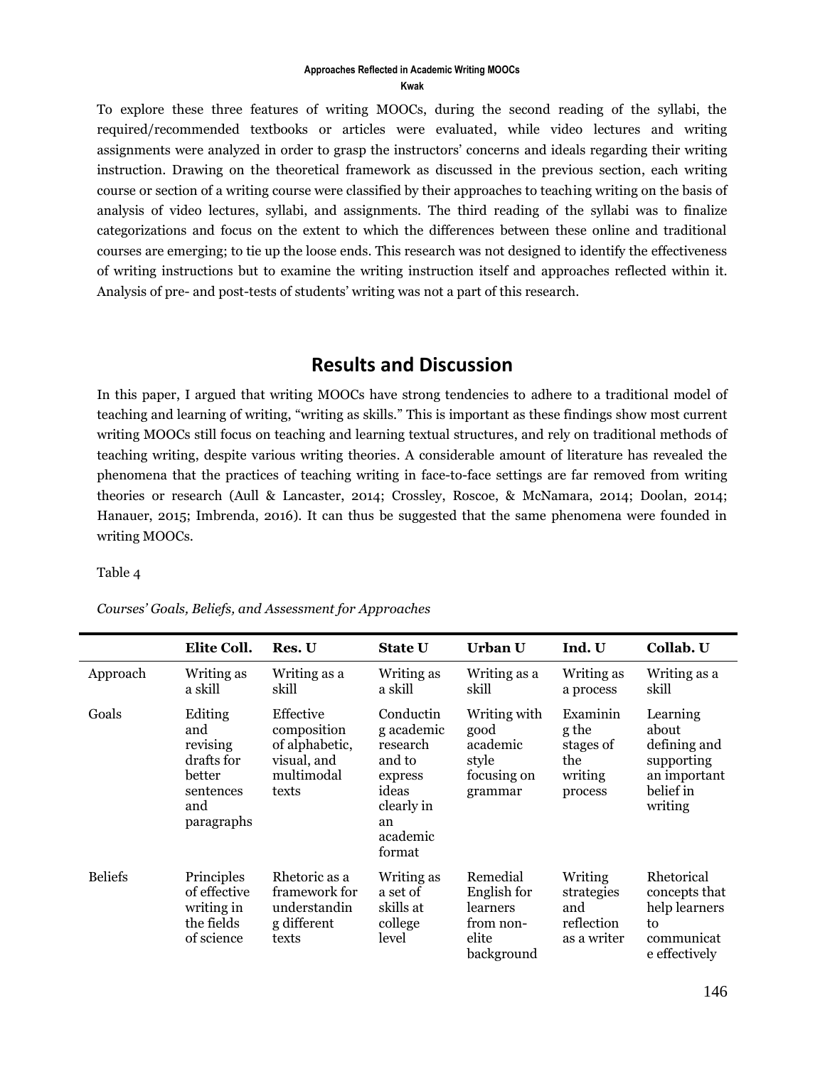To explore these three features of writing MOOCs, during the second reading of the syllabi, the required/recommended textbooks or articles were evaluated, while video lectures and writing assignments were analyzed in order to grasp the instructors' concerns and ideals regarding their writing instruction. Drawing on the theoretical framework as discussed in the previous section, each writing course or section of a writing course were classified by their approaches to teaching writing on the basis of analysis of video lectures, syllabi, and assignments. The third reading of the syllabi was to finalize categorizations and focus on the extent to which the differences between these online and traditional courses are emerging; to tie up the loose ends. This research was not designed to identify the effectiveness of writing instructions but to examine the writing instruction itself and approaches reflected within it. Analysis of pre- and post-tests of students' writing was not a part of this research.

## Results and Discussion

In this paper, I argued that writing MOOCs have strong tendencies to adhere to a traditional model of teaching and learning of writing, "writing as skills." This is important as these findings show most current writing MOOCs still focus on teaching and learning textual structures, and rely on traditional methods of teaching writing, despite various writing theories. A considerable amount of literature has revealed the phenomena that the practices of teaching writing in face-to-face settings are far removed from writing theories or research (Aull & Lancaster, 2014; Crossley, Roscoe, & McNamara, 2014; Doolan, 2014; Hanauer, 2015; Imbrenda, 2016). It can thus be suggested that the same phenomena were founded in writing MOOCs.

Table 4

*Courses' Goals, Beliefs, and Assessment for Approaches*

| | **Elite Coll.** | **Res. U** | **State U** | **Urban U** | **Ind. U** | **Collab. U** |
|---|---|---|---|---|---|---|
| Approach | Writing as a skill | Writing as a skill | Writing as a skill | Writing as a skill | Writing as a process | Writing as a skill |
| Goals | Editing and revising drafts for better sentences and paragraphs | Effective composition of alphabetic, visual, and multimodal texts | Conducting academic research and to express ideas clearly in an academic format | Writing with good academic style focusing on grammar | Examining the stages of the writing process | Learning about defining and supporting an important belief in writing |
| Beliefs | Principles of effective writing in the fields of science | Rhetoric as a framework for understanding different texts | Writing as a set of skills at college level | Remedial English for learners from non-elite background | Writing strategies and reflection as a writer | Rhetorical concepts that help learners to communicate effectively |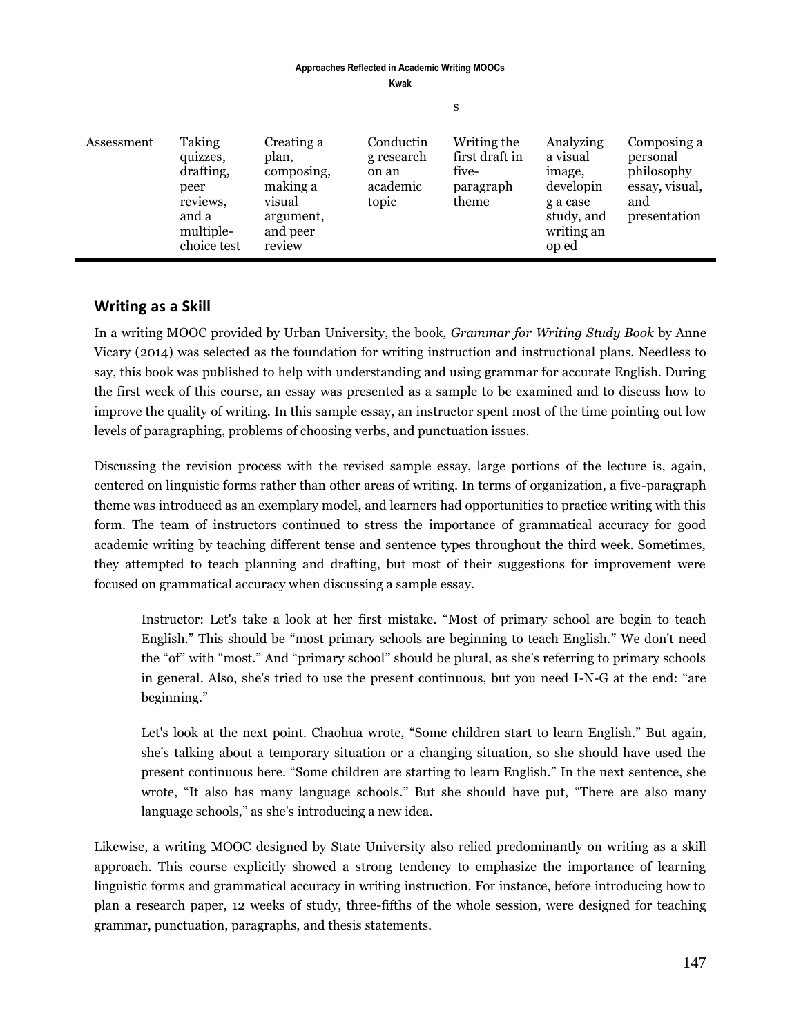| | | | | | | |
|---|---|---|---|---|---|---|
| Assessment | Taking quizzes, drafting, peer reviews, and a multiple-choice test | Creating a plan, composing, making a visual argument, and peer review | Conducting research on an academic topic | Writing the first draft in five-paragraph theme | Analyzing a visual image, developing a case study, and writing an op ed | Composing a personal philosophy essay, visual, and presentation |

## Writing as a Skill

In a writing MOOC provided by Urban University, the book, *Grammar for Writing Study Book* by Anne Vicary (2014) was selected as the foundation for writing instruction and instructional plans. Needless to say, this book was published to help with understanding and using grammar for accurate English. During the first week of this course, an essay was presented as a sample to be examined and to discuss how to improve the quality of writing. In this sample essay, an instructor spent most of the time pointing out low levels of paragraphing, problems of choosing verbs, and punctuation issues.

Discussing the revision process with the revised sample essay, large portions of the lecture is, again, centered on linguistic forms rather than other areas of writing. In terms of organization, a five-paragraph theme was introduced as an exemplary model, and learners had opportunities to practice writing with this form. The team of instructors continued to stress the importance of grammatical accuracy for good academic writing by teaching different tense and sentence types throughout the third week. Sometimes, they attempted to teach planning and drafting, but most of their suggestions for improvement were focused on grammatical accuracy when discussing a sample essay.

> Instructor: Let's take a look at her first mistake. "Most of primary school are begin to teach English." This should be "most primary schools are beginning to teach English." We don't need the "of" with "most." And "primary school" should be plural, as she's referring to primary schools in general. Also, she's tried to use the present continuous, but you need I-N-G at the end: "are beginning."
>
> Let's look at the next point. Chaohua wrote, "Some children start to learn English." But again, she's talking about a temporary situation or a changing situation, so she should have used the present continuous here. "Some children are starting to learn English." In the next sentence, she wrote, "It also has many language schools." But she should have put, "There are also many language schools," as she's introducing a new idea.

Likewise, a writing MOOC designed by State University also relied predominantly on writing as a skill approach. This course explicitly showed a strong tendency to emphasize the importance of learning linguistic forms and grammatical accuracy in writing instruction. For instance, before introducing how to plan a research paper, 12 weeks of study, three-fifths of the whole session, were designed for teaching grammar, punctuation, paragraphs, and thesis statements.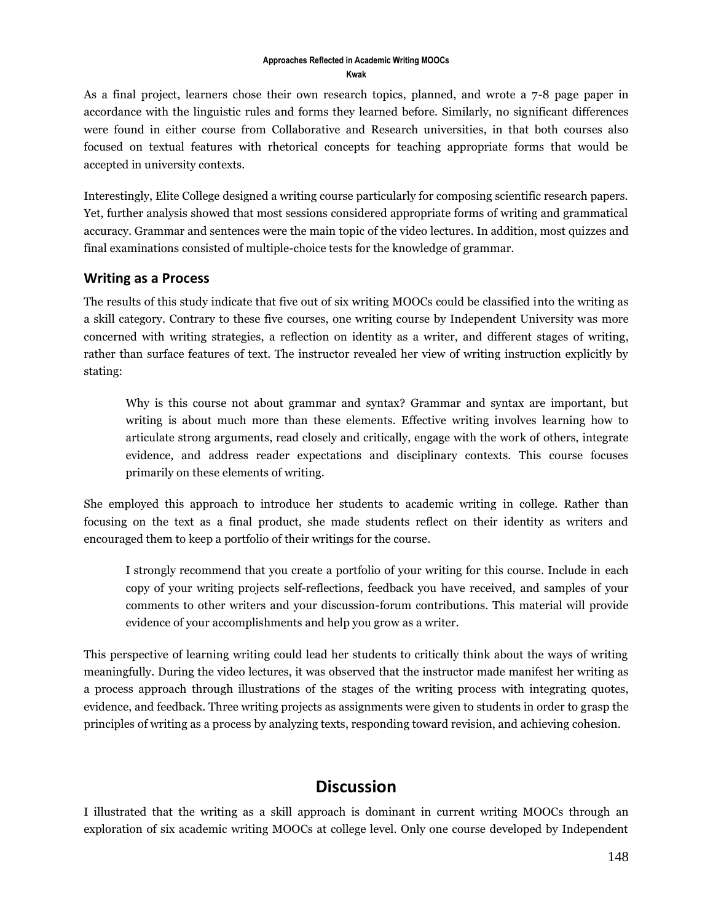As a final project, learners chose their own research topics, planned, and wrote a 7-8 page paper in accordance with the linguistic rules and forms they learned before. Similarly, no significant differences were found in either course from Collaborative and Research universities, in that both courses also focused on textual features with rhetorical concepts for teaching appropriate forms that would be accepted in university contexts.

Interestingly, Elite College designed a writing course particularly for composing scientific research papers. Yet, further analysis showed that most sessions considered appropriate forms of writing and grammatical accuracy. Grammar and sentences were the main topic of the video lectures. In addition, most quizzes and final examinations consisted of multiple-choice tests for the knowledge of grammar.

### Writing as a Process

The results of this study indicate that five out of six writing MOOCs could be classified into the writing as a skill category. Contrary to these five courses, one writing course by Independent University was more concerned with writing strategies, a reflection on identity as a writer, and different stages of writing, rather than surface features of text. The instructor revealed her view of writing instruction explicitly by stating:

> Why is this course not about grammar and syntax? Grammar and syntax are important, but writing is about much more than these elements. Effective writing involves learning how to articulate strong arguments, read closely and critically, engage with the work of others, integrate evidence, and address reader expectations and disciplinary contexts. This course focuses primarily on these elements of writing.

She employed this approach to introduce her students to academic writing in college. Rather than focusing on the text as a final product, she made students reflect on their identity as writers and encouraged them to keep a portfolio of their writings for the course.

> I strongly recommend that you create a portfolio of your writing for this course. Include in each copy of your writing projects self-reflections, feedback you have received, and samples of your comments to other writers and your discussion-forum contributions. This material will provide evidence of your accomplishments and help you grow as a writer.

This perspective of learning writing could lead her students to critically think about the ways of writing meaningfully. During the video lectures, it was observed that the instructor made manifest her writing as a process approach through illustrations of the stages of the writing process with integrating quotes, evidence, and feedback. Three writing projects as assignments were given to students in order to grasp the principles of writing as a process by analyzing texts, responding toward revision, and achieving cohesion.

## Discussion

I illustrated that the writing as a skill approach is dominant in current writing MOOCs through an exploration of six academic writing MOOCs at college level. Only one course developed by Independent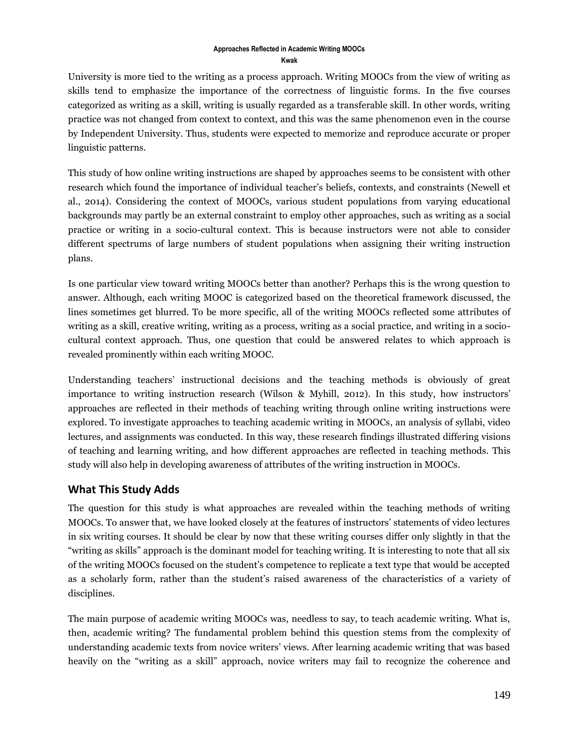University is more tied to the writing as a process approach. Writing MOOCs from the view of writing as skills tend to emphasize the importance of the correctness of linguistic forms. In the five courses categorized as writing as a skill, writing is usually regarded as a transferable skill. In other words, writing practice was not changed from context to context, and this was the same phenomenon even in the course by Independent University. Thus, students were expected to memorize and reproduce accurate or proper linguistic patterns.

This study of how online writing instructions are shaped by approaches seems to be consistent with other research which found the importance of individual teacher's beliefs, contexts, and constraints (Newell et al., 2014). Considering the context of MOOCs, various student populations from varying educational backgrounds may partly be an external constraint to employ other approaches, such as writing as a social practice or writing in a socio-cultural context. This is because instructors were not able to consider different spectrums of large numbers of student populations when assigning their writing instruction plans.

Is one particular view toward writing MOOCs better than another? Perhaps this is the wrong question to answer. Although, each writing MOOC is categorized based on the theoretical framework discussed, the lines sometimes get blurred. To be more specific, all of the writing MOOCs reflected some attributes of writing as a skill, creative writing, writing as a process, writing as a social practice, and writing in a socio-cultural context approach. Thus, one question that could be answered relates to which approach is revealed prominently within each writing MOOC.

Understanding teachers' instructional decisions and the teaching methods is obviously of great importance to writing instruction research (Wilson & Myhill, 2012). In this study, how instructors' approaches are reflected in their methods of teaching writing through online writing instructions were explored. To investigate approaches to teaching academic writing in MOOCs, an analysis of syllabi, video lectures, and assignments was conducted. In this way, these research findings illustrated differing visions of teaching and learning writing, and how different approaches are reflected in teaching methods. This study will also help in developing awareness of attributes of the writing instruction in MOOCs.

## What This Study Adds

The question for this study is what approaches are revealed within the teaching methods of writing MOOCs. To answer that, we have looked closely at the features of instructors' statements of video lectures in six writing courses. It should be clear by now that these writing courses differ only slightly in that the "writing as skills" approach is the dominant model for teaching writing. It is interesting to note that all six of the writing MOOCs focused on the student's competence to replicate a text type that would be accepted as a scholarly form, rather than the student's raised awareness of the characteristics of a variety of disciplines.

The main purpose of academic writing MOOCs was, needless to say, to teach academic writing. What is, then, academic writing? The fundamental problem behind this question stems from the complexity of understanding academic texts from novice writers' views. After learning academic writing that was based heavily on the "writing as a skill" approach, novice writers may fail to recognize the coherence and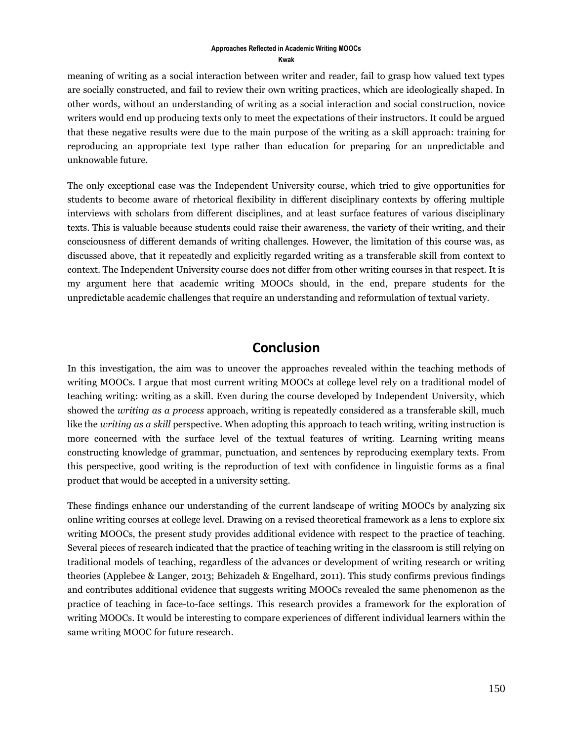meaning of writing as a social interaction between writer and reader, fail to grasp how valued text types are socially constructed, and fail to review their own writing practices, which are ideologically shaped. In other words, without an understanding of writing as a social interaction and social construction, novice writers would end up producing texts only to meet the expectations of their instructors. It could be argued that these negative results were due to the main purpose of the writing as a skill approach: training for reproducing an appropriate text type rather than education for preparing for an unpredictable and unknowable future.

The only exceptional case was the Independent University course, which tried to give opportunities for students to become aware of rhetorical flexibility in different disciplinary contexts by offering multiple interviews with scholars from different disciplines, and at least surface features of various disciplinary texts. This is valuable because students could raise their awareness, the variety of their writing, and their consciousness of different demands of writing challenges. However, the limitation of this course was, as discussed above, that it repeatedly and explicitly regarded writing as a transferable skill from context to context. The Independent University course does not differ from other writing courses in that respect. It is my argument here that academic writing MOOCs should, in the end, prepare students for the unpredictable academic challenges that require an understanding and reformulation of textual variety.

## Conclusion

In this investigation, the aim was to uncover the approaches revealed within the teaching methods of writing MOOCs. I argue that most current writing MOOCs at college level rely on a traditional model of teaching writing: writing as a skill. Even during the course developed by Independent University, which showed the *writing as a process* approach, writing is repeatedly considered as a transferable skill, much like the *writing as a skill* perspective. When adopting this approach to teach writing, writing instruction is more concerned with the surface level of the textual features of writing. Learning writing means constructing knowledge of grammar, punctuation, and sentences by reproducing exemplary texts. From this perspective, good writing is the reproduction of text with confidence in linguistic forms as a final product that would be accepted in a university setting.

These findings enhance our understanding of the current landscape of writing MOOCs by analyzing six online writing courses at college level. Drawing on a revised theoretical framework as a lens to explore six writing MOOCs, the present study provides additional evidence with respect to the practice of teaching. Several pieces of research indicated that the practice of teaching writing in the classroom is still relying on traditional models of teaching, regardless of the advances or development of writing research or writing theories (Applebee & Langer, 2013; Behizadeh & Engelhard, 2011). This study confirms previous findings and contributes additional evidence that suggests writing MOOCs revealed the same phenomenon as the practice of teaching in face-to-face settings. This research provides a framework for the exploration of writing MOOCs. It would be interesting to compare experiences of different individual learners within the same writing MOOC for future research.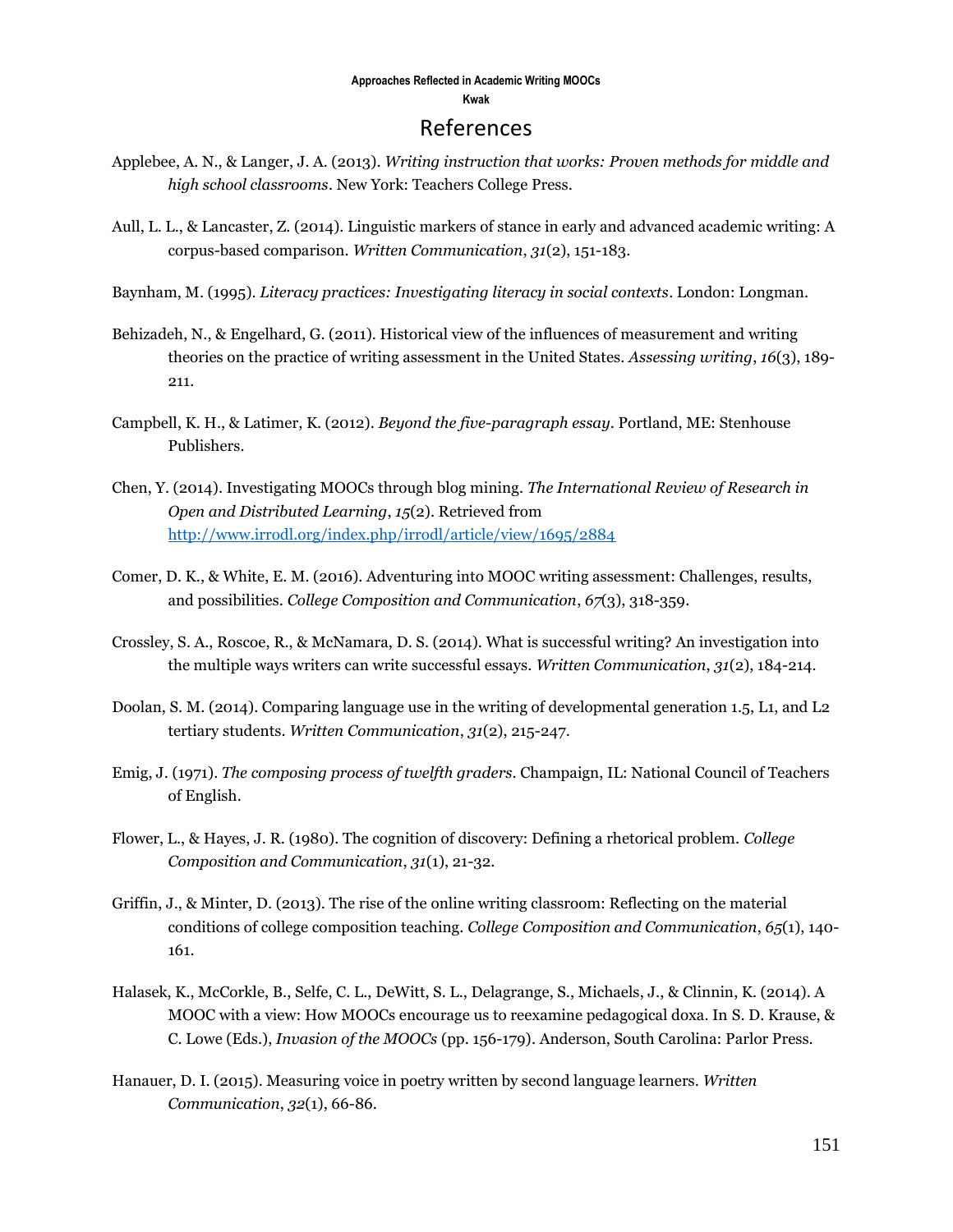# References

Applebee, A. N., & Langer, J. A. (2013). *Writing instruction that works: Proven methods for middle and high school classrooms*. New York: Teachers College Press.

Aull, L. L., & Lancaster, Z. (2014). Linguistic markers of stance in early and advanced academic writing: A corpus-based comparison. *Written Communication*, *31*(2), 151-183.

Baynham, M. (1995). *Literacy practices: Investigating literacy in social contexts*. London: Longman.

Behizadeh, N., & Engelhard, G. (2011). Historical view of the influences of measurement and writing theories on the practice of writing assessment in the United States. *Assessing writing*, *16*(3), 189-211.

Campbell, K. H., & Latimer, K. (2012). *Beyond the five-paragraph essay*. Portland, ME: Stenhouse Publishers.

Chen, Y. (2014). Investigating MOOCs through blog mining. *The International Review of Research in Open and Distributed Learning*, *15*(2). Retrieved from http://www.irrodl.org/index.php/irrodl/article/view/1695/2884

Comer, D. K., & White, E. M. (2016). Adventuring into MOOC writing assessment: Challenges, results, and possibilities. *College Composition and Communication*, *67*(3), 318-359.

Crossley, S. A., Roscoe, R., & McNamara, D. S. (2014). What is successful writing? An investigation into the multiple ways writers can write successful essays. *Written Communication*, *31*(2), 184-214.

Doolan, S. M. (2014). Comparing language use in the writing of developmental generation 1.5, L1, and L2 tertiary students. *Written Communication*, *31*(2), 215-247.

Emig, J. (1971). *The composing process of twelfth graders*. Champaign, IL: National Council of Teachers of English.

Flower, L., & Hayes, J. R. (1980). The cognition of discovery: Defining a rhetorical problem. *College Composition and Communication*, *31*(1), 21-32.

Griffin, J., & Minter, D. (2013). The rise of the online writing classroom: Reflecting on the material conditions of college composition teaching. *College Composition and Communication*, *65*(1), 140-161.

Halasek, K., McCorkle, B., Selfe, C. L., DeWitt, S. L., Delagrange, S., Michaels, J., & Clinnin, K. (2014). A MOOC with a view: How MOOCs encourage us to reexamine pedagogical doxa. In S. D. Krause, & C. Lowe (Eds.), *Invasion of the MOOCs* (pp. 156-179). Anderson, South Carolina: Parlor Press.

Hanauer, D. I. (2015). Measuring voice in poetry written by second language learners. *Written Communication*, *32*(1), 66-86.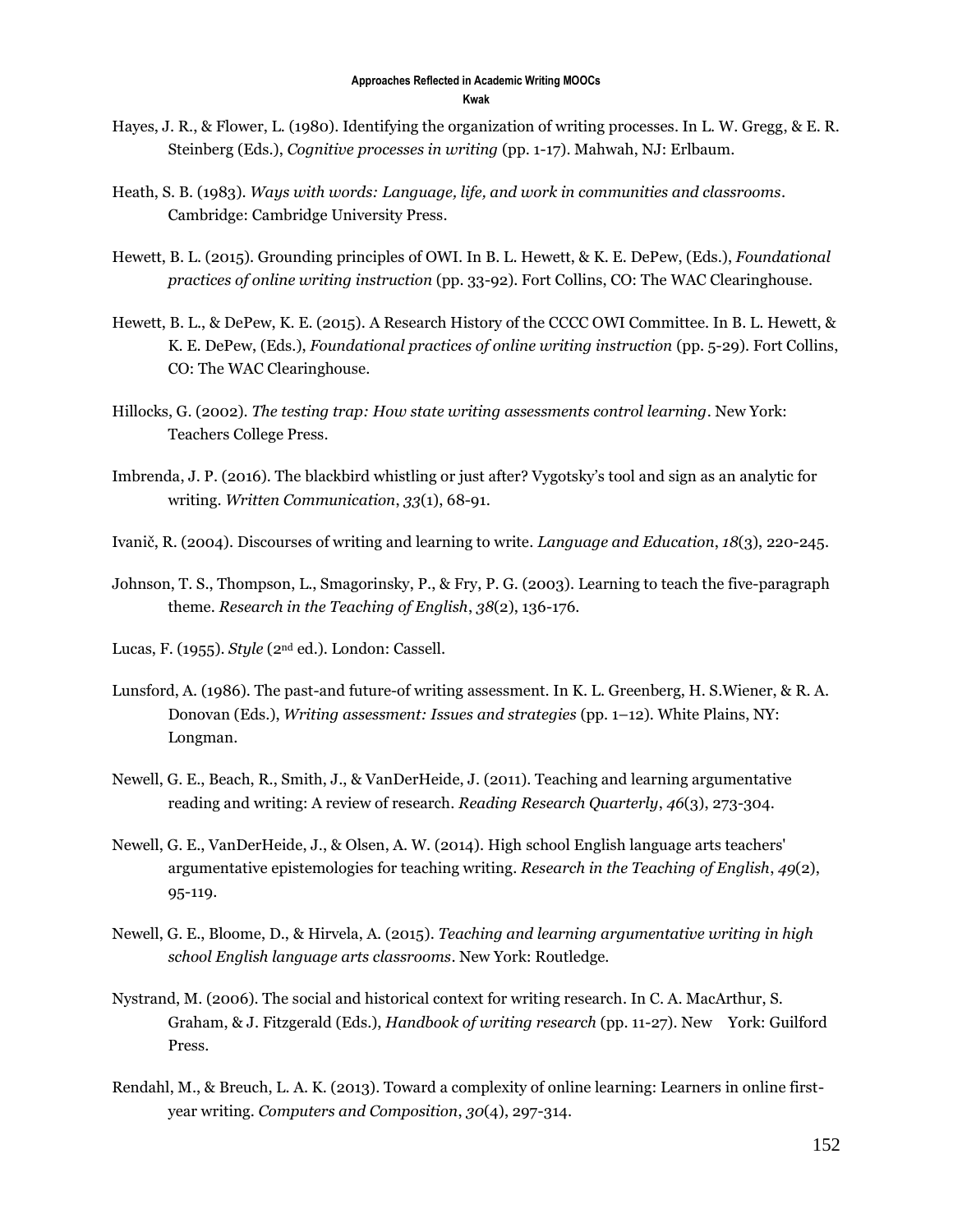Hayes, J. R., & Flower, L. (1980). Identifying the organization of writing processes. In L. W. Gregg, & E. R. Steinberg (Eds.), *Cognitive processes in writing* (pp. 1-17). Mahwah, NJ: Erlbaum.

Heath, S. B. (1983). *Ways with words: Language, life, and work in communities and classrooms*. Cambridge: Cambridge University Press.

Hewett, B. L. (2015). Grounding principles of OWI. In B. L. Hewett, & K. E. DePew, (Eds.), *Foundational practices of online writing instruction* (pp. 33-92). Fort Collins, CO: The WAC Clearinghouse.

Hewett, B. L., & DePew, K. E. (2015). A Research History of the CCCC OWI Committee. In B. L. Hewett, & K. E. DePew, (Eds.), *Foundational practices of online writing instruction* (pp. 5-29). Fort Collins, CO: The WAC Clearinghouse.

Hillocks, G. (2002). *The testing trap: How state writing assessments control learning*. New York: Teachers College Press.

Imbrenda, J. P. (2016). The blackbird whistling or just after? Vygotsky's tool and sign as an analytic for writing. *Written Communication*, *33*(1), 68-91.

Ivanič, R. (2004). Discourses of writing and learning to write. *Language and Education*, *18*(3), 220-245.

Johnson, T. S., Thompson, L., Smagorinsky, P., & Fry, P. G. (2003). Learning to teach the five-paragraph theme. *Research in the Teaching of English*, *38*(2), 136-176.

Lucas, F. (1955). *Style* (2nd ed.). London: Cassell.

Lunsford, A. (1986). The past-and future-of writing assessment. In K. L. Greenberg, H. S.Wiener, & R. A. Donovan (Eds.), *Writing assessment: Issues and strategies* (pp. 1–12). White Plains, NY: Longman.

Newell, G. E., Beach, R., Smith, J., & VanDerHeide, J. (2011). Teaching and learning argumentative reading and writing: A review of research. *Reading Research Quarterly*, *46*(3), 273-304.

Newell, G. E., VanDerHeide, J., & Olsen, A. W. (2014). High school English language arts teachers' argumentative epistemologies for teaching writing. *Research in the Teaching of English*, *49*(2), 95-119.

Newell, G. E., Bloome, D., & Hirvela, A. (2015). *Teaching and learning argumentative writing in high school English language arts classrooms*. New York: Routledge.

Nystrand, M. (2006). The social and historical context for writing research. In C. A. MacArthur, S. Graham, & J. Fitzgerald (Eds.), *Handbook of writing research* (pp. 11-27). New York: Guilford Press.

Rendahl, M., & Breuch, L. A. K. (2013). Toward a complexity of online learning: Learners in online first-year writing. *Computers and Composition*, *30*(4), 297-314.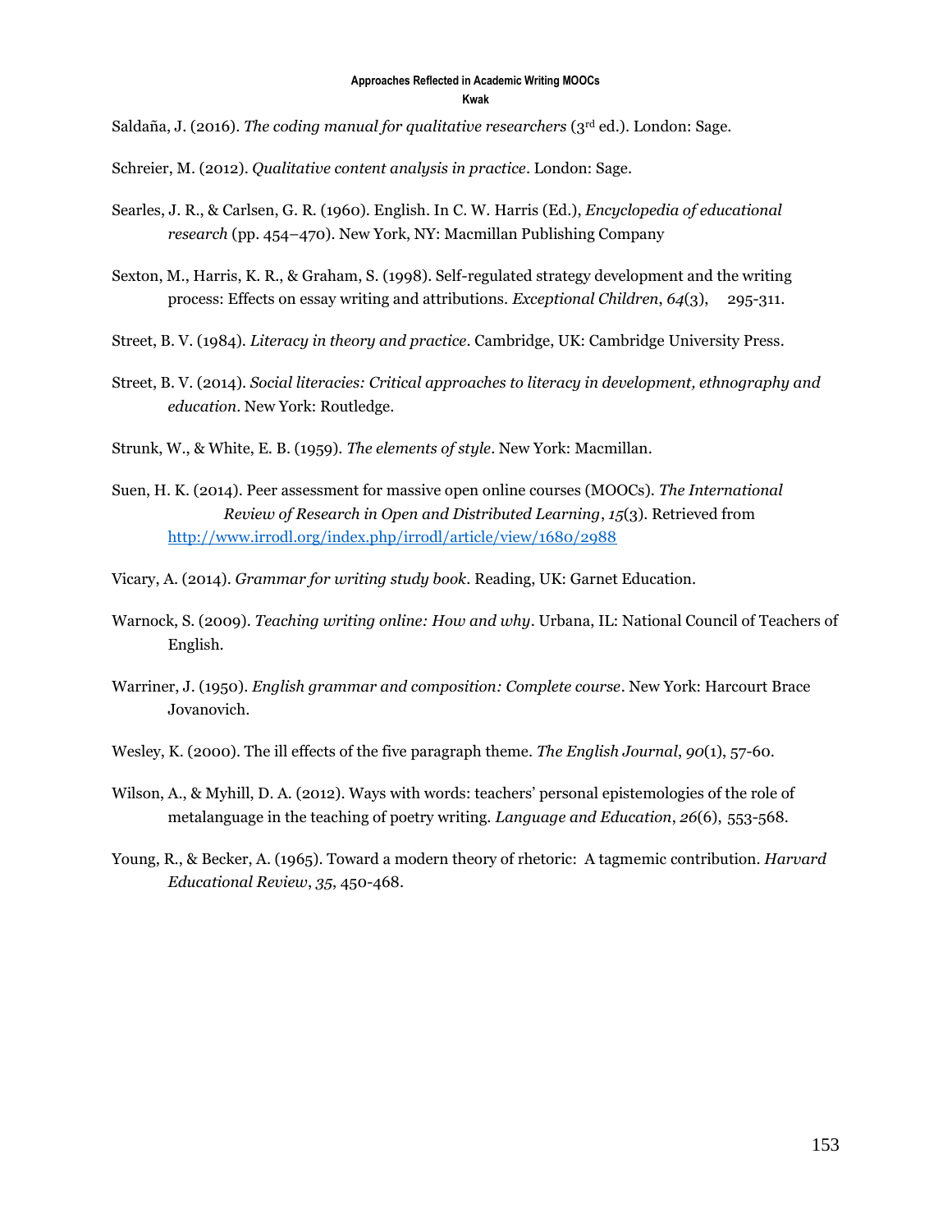Saldaña, J. (2016). *The coding manual for qualitative researchers* (3rd ed.). London: Sage.

Schreier, M. (2012). *Qualitative content analysis in practice*. London: Sage.

Searles, J. R., & Carlsen, G. R. (1960). English. In C. W. Harris (Ed.), *Encyclopedia of educational research* (pp. 454–470). New York, NY: Macmillan Publishing Company

Sexton, M., Harris, K. R., & Graham, S. (1998). Self-regulated strategy development and the writing process: Effects on essay writing and attributions. *Exceptional Children*, *64*(3), 295-311.

Street, B. V. (1984). *Literacy in theory and practice*. Cambridge, UK: Cambridge University Press.

Street, B. V. (2014). *Social literacies: Critical approaches to literacy in development, ethnography and education*. New York: Routledge.

Strunk, W., & White, E. B. (1959). *The elements of style*. New York: Macmillan.

Suen, H. K. (2014). Peer assessment for massive open online courses (MOOCs). *The International Review of Research in Open and Distributed Learning*, *15*(3). Retrieved from http://www.irrodl.org/index.php/irrodl/article/view/1680/2988

Vicary, A. (2014). *Grammar for writing study book*. Reading, UK: Garnet Education.

Warnock, S. (2009). *Teaching writing online: How and why*. Urbana, IL: National Council of Teachers of English.

Warriner, J. (1950). *English grammar and composition: Complete course*. New York: Harcourt Brace Jovanovich.

Wesley, K. (2000). The ill effects of the five paragraph theme. *The English Journal*, *90*(1), 57-60.

Wilson, A., & Myhill, D. A. (2012). Ways with words: teachers' personal epistemologies of the role of metalanguage in the teaching of poetry writing. *Language and Education*, *26*(6), 553-568.

Young, R., & Becker, A. (1965). Toward a modern theory of rhetoric: A tagmemic contribution. *Harvard Educational Review*, *35*, 450-468.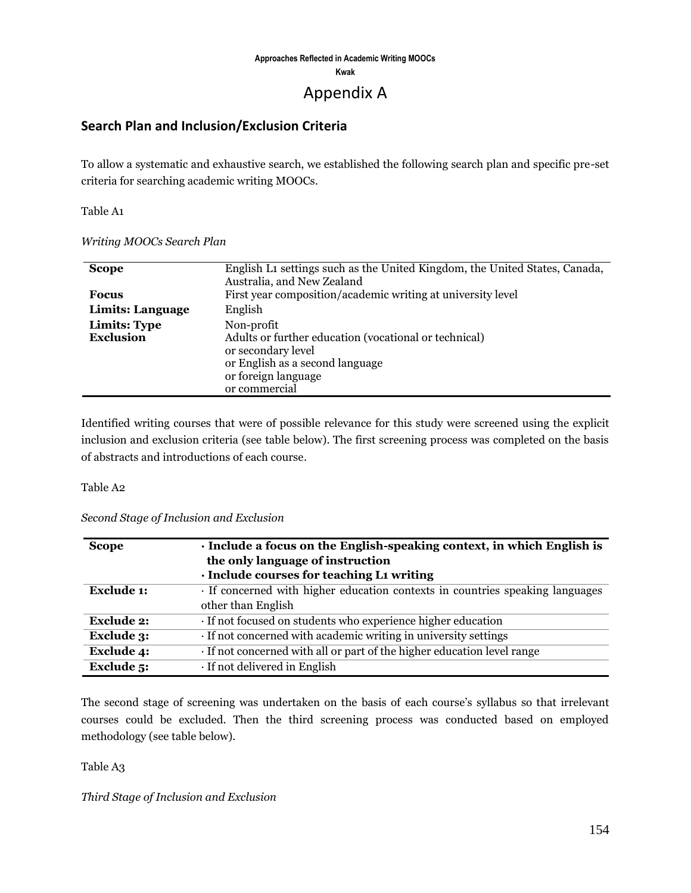# Appendix A

## Search Plan and Inclusion/Exclusion Criteria

To allow a systematic and exhaustive search, we established the following search plan and specific pre-set criteria for searching academic writing MOOCs.

Table A1

*Writing MOOCs Search Plan*

| | |
|---|---|
| **Scope** | English L1 settings such as the United Kingdom, the United States, Canada, Australia, and New Zealand |
| **Focus** | First year composition/academic writing at university level |
| **Limits: Language** | English |
| **Limits: Type** | Non-profit |
| **Exclusion** | Adults or further education (vocational or technical) or secondary level or English as a second language or foreign language or commercial |

Identified writing courses that were of possible relevance for this study were screened using the explicit inclusion and exclusion criteria (see table below). The first screening process was completed on the basis of abstracts and introductions of each course.

Table A2

*Second Stage of Inclusion and Exclusion*

| **Scope** | **· Include a focus on the English-speaking context, in which English is the only language of instruction**<br>**· Include courses for teaching L1 writing** |
|---|---|
| **Exclude 1:** | · If concerned with higher education contexts in countries speaking languages other than English |
| **Exclude 2:** | · If not focused on students who experience higher education |
| **Exclude 3:** | · If not concerned with academic writing in university settings |
| **Exclude 4:** | · If not concerned with all or part of the higher education level range |
| **Exclude 5:** | · If not delivered in English |

The second stage of screening was undertaken on the basis of each course's syllabus so that irrelevant courses could be excluded. Then the third screening process was conducted based on employed methodology (see table below).

Table A3

*Third Stage of Inclusion and Exclusion*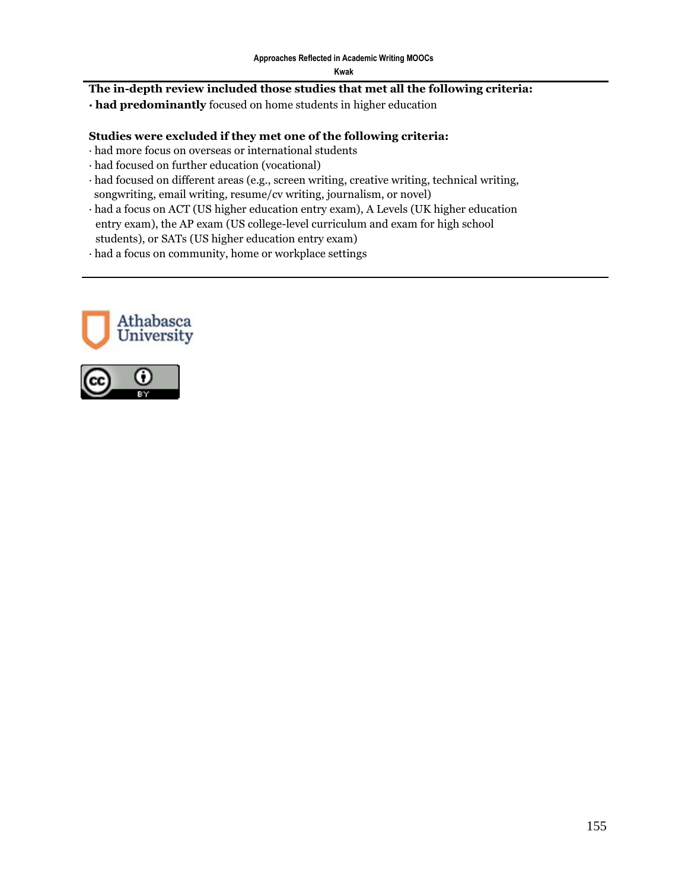**The in-depth review included those studies that met all the following criteria:**

· **had predominantly** focused on home students in higher education

**Studies were excluded if they met one of the following criteria:**

· had more focus on overseas or international students

· had focused on further education (vocational)

· had focused on different areas (e.g., screen writing, creative writing, technical writing, songwriting, email writing, resume/cv writing, journalism, or novel)

· had a focus on ACT (US higher education entry exam), A Levels (UK higher education entry exam), the AP exam (US college-level curriculum and exam for high school students), or SATs (US higher education entry exam)

· had a focus on community, home or workplace settings